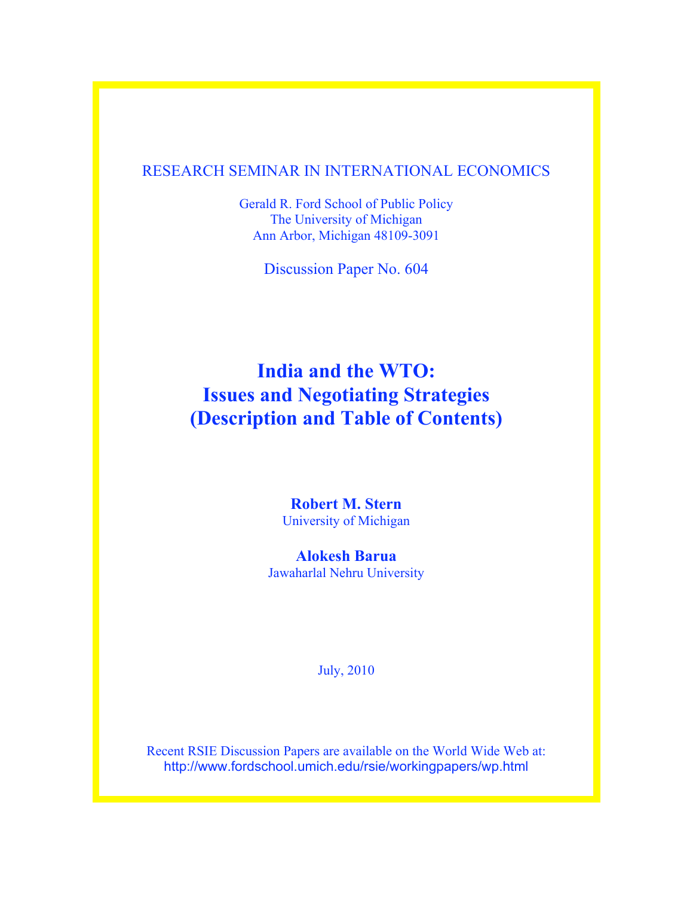RESEARCH SEMINAR IN INTERNATIONAL ECONOMICS

Gerald R. Ford School of Public Policy
The University of Michigan
Ann Arbor, Michigan 48109-3091

Discussion Paper No. 604

# India and the WTO: Issues and Negotiating Strategies (Description and Table of Contents)

**Robert M. Stern**
University of Michigan

**Alokesh Barua**
Jawaharlal Nehru University

July, 2010

Recent RSIE Discussion Papers are available on the World Wide Web at:
http://www.fordschool.umich.edu/rsie/workingpapers/wp.html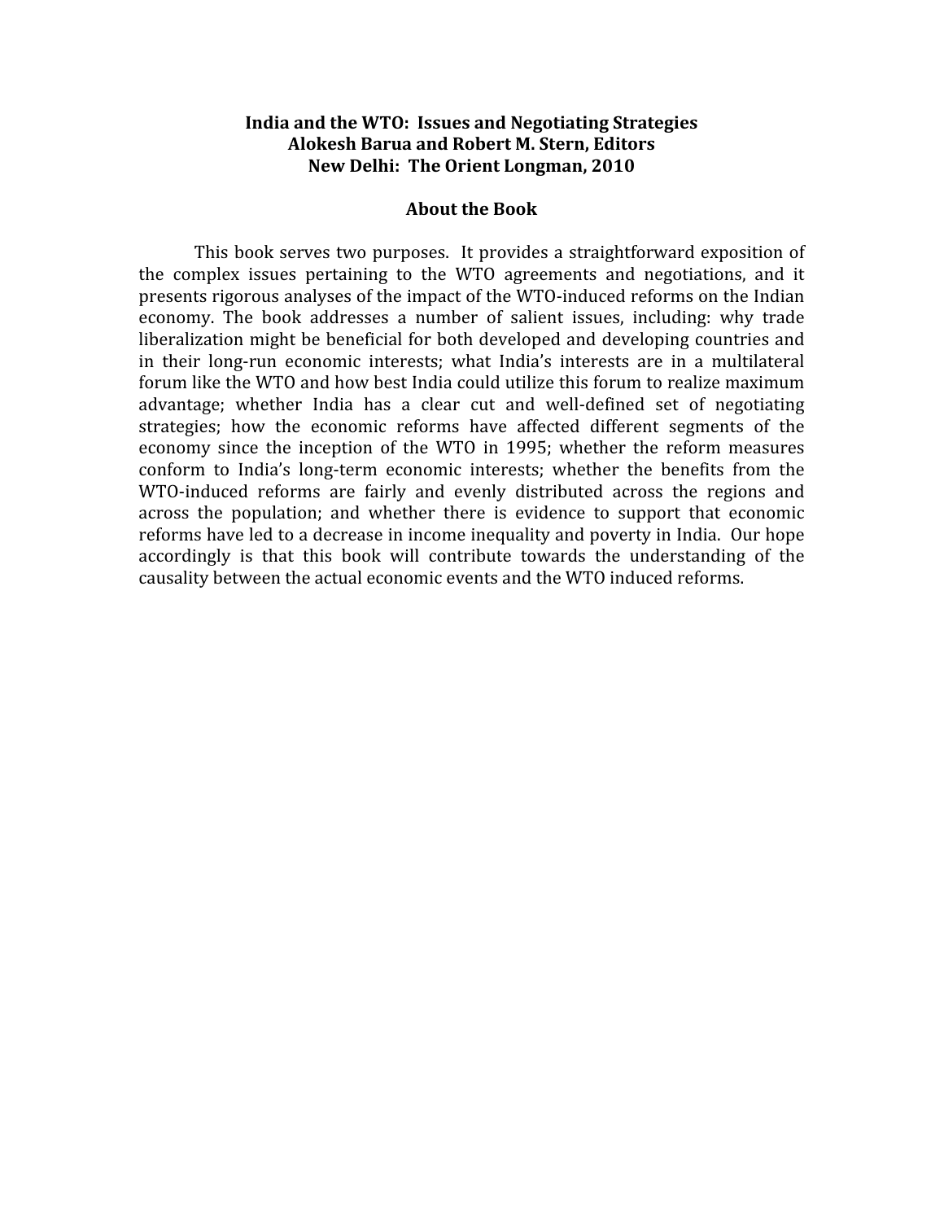**India and the WTO: Issues and Negotiating Strategies**
**Alokesh Barua and Robert M. Stern, Editors**
**New Delhi: The Orient Longman, 2010**

## About the Book

This book serves two purposes. It provides a straightforward exposition of the complex issues pertaining to the WTO agreements and negotiations, and it presents rigorous analyses of the impact of the WTO-induced reforms on the Indian economy. The book addresses a number of salient issues, including: why trade liberalization might be beneficial for both developed and developing countries and in their long-run economic interests; what India's interests are in a multilateral forum like the WTO and how best India could utilize this forum to realize maximum advantage; whether India has a clear cut and well-defined set of negotiating strategies; how the economic reforms have affected different segments of the economy since the inception of the WTO in 1995; whether the reform measures conform to India's long-term economic interests; whether the benefits from the WTO-induced reforms are fairly and evenly distributed across the regions and across the population; and whether there is evidence to support that economic reforms have led to a decrease in income inequality and poverty in India. Our hope accordingly is that this book will contribute towards the understanding of the causality between the actual economic events and the WTO induced reforms.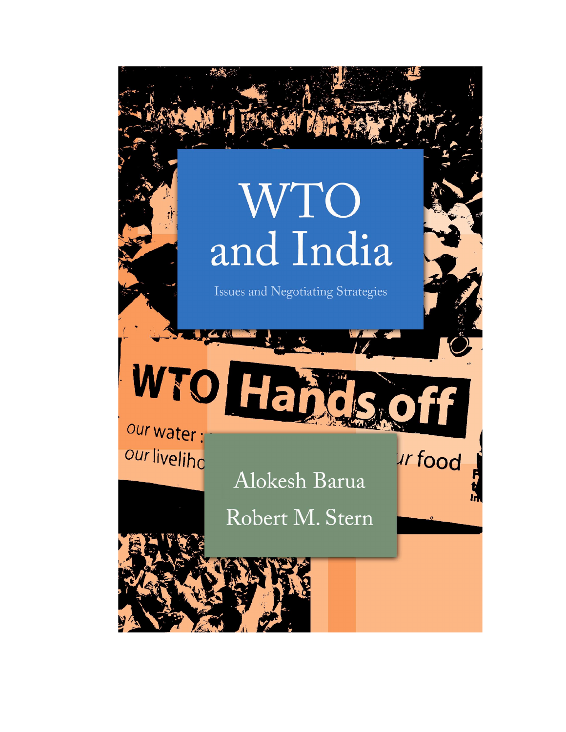# WTO and India

Issues and Negotiating Strategies

Alokesh Barua

Robert M. Stern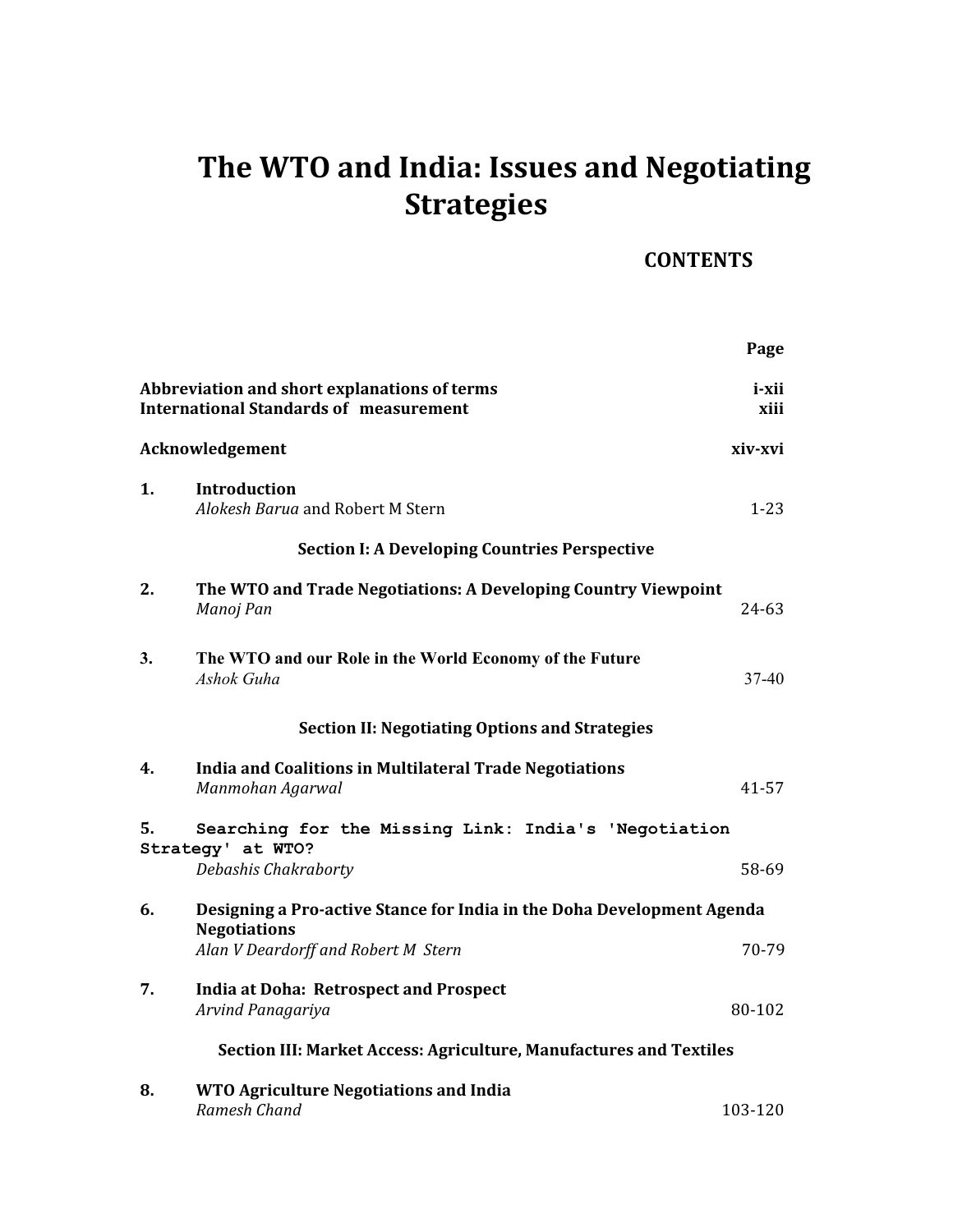# The WTO and India: Issues and Negotiating Strategies

## CONTENTS

| | | Page |
|---|---|---|
| **Abbreviation and short explanations of terms** | | **i-xii** |
| **International Standards of measurement** | | **xiii** |
| **Acknowledgement** | | **xiv-xvi** |
| **1.** | **Introduction**<br>*Alokesh Barua* and Robert M Stern | 1-23 |

**Section I: A Developing Countries Perspective**

| | | |
|---|---|---|
| **2.** | **The WTO and Trade Negotiations: A Developing Country Viewpoint**<br>*Manoj Pan* | 24-63 |
| **3.** | **The WTO and our Role in the World Economy of the Future**<br>*Ashok Guha* | 37-40 |

**Section II: Negotiating Options and Strategies**

| | | |
|---|---|---|
| **4.** | **India and Coalitions in Multilateral Trade Negotiations**<br>*Manmohan Agarwal* | 41-57 |
| **5.** | **Searching for the Missing Link: India's 'Negotiation Strategy' at WTO?**<br>*Debashis Chakraborty* | 58-69 |
| **6.** | **Designing a Pro-active Stance for India in the Doha Development Agenda Negotiations**<br>*Alan V Deardorff and Robert M Stern* | 70-79 |
| **7.** | **India at Doha: Retrospect and Prospect**<br>*Arvind Panagariya* | 80-102 |

**Section III: Market Access: Agriculture, Manufactures and Textiles**

| | | |
|---|---|---|
| **8.** | **WTO Agriculture Negotiations and India**<br>*Ramesh Chand* | 103-120 |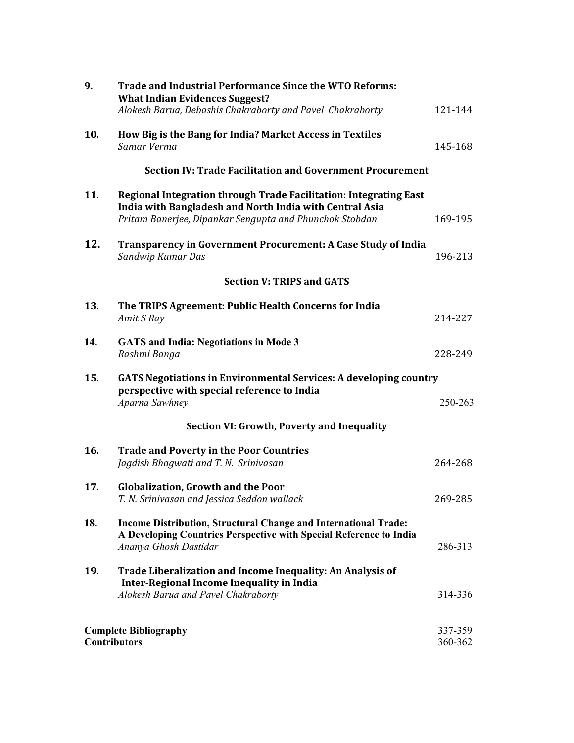**9.** **Trade and Industrial Performance Since the WTO Reforms: What Indian Evidences Suggest?**
*Alokesh Barua, Debashis Chakraborty and Pavel Chakraborty* 121-144

**10.** **How Big is the Bang for India? Market Access in Textiles**
*Samar Verma* 145-168

### Section IV: Trade Facilitation and Government Procurement

**11.** **Regional Integration through Trade Facilitation: Integrating East India with Bangladesh and North India with Central Asia**
*Pritam Banerjee, Dipankar Sengupta and Phunchok Stobdan* 169-195

**12.** **Transparency in Government Procurement: A Case Study of India**
*Sandwip Kumar Das* 196-213

### Section V: TRIPS and GATS

**13.** **The TRIPS Agreement: Public Health Concerns for India**
*Amit S Ray* 214-227

**14.** **GATS and India: Negotiations in Mode 3**
*Rashmi Banga* 228-249

**15.** **GATS Negotiations in Environmental Services: A developing country perspective with special reference to India**
*Aparna Sawhney* 250-263

### Section VI: Growth, Poverty and Inequality

**16.** **Trade and Poverty in the Poor Countries**
*Jagdish Bhagwati and T. N. Srinivasan* 264-268

**17.** **Globalization, Growth and the Poor**
*T. N. Srinivasan and Jessica Seddon wallack* 269-285

**18.** **Income Distribution, Structural Change and International Trade: A Developing Countries Perspective with Special Reference to India**
*Ananya Ghosh Dastidar* 286-313

**19.** **Trade Liberalization and Income Inequality: An Analysis of Inter-Regional Income Inequality in India**
*Alokesh Barua and Pavel Chakraborty* 314-336

**Complete Bibliography** 337-359
**Contributors** 360-362